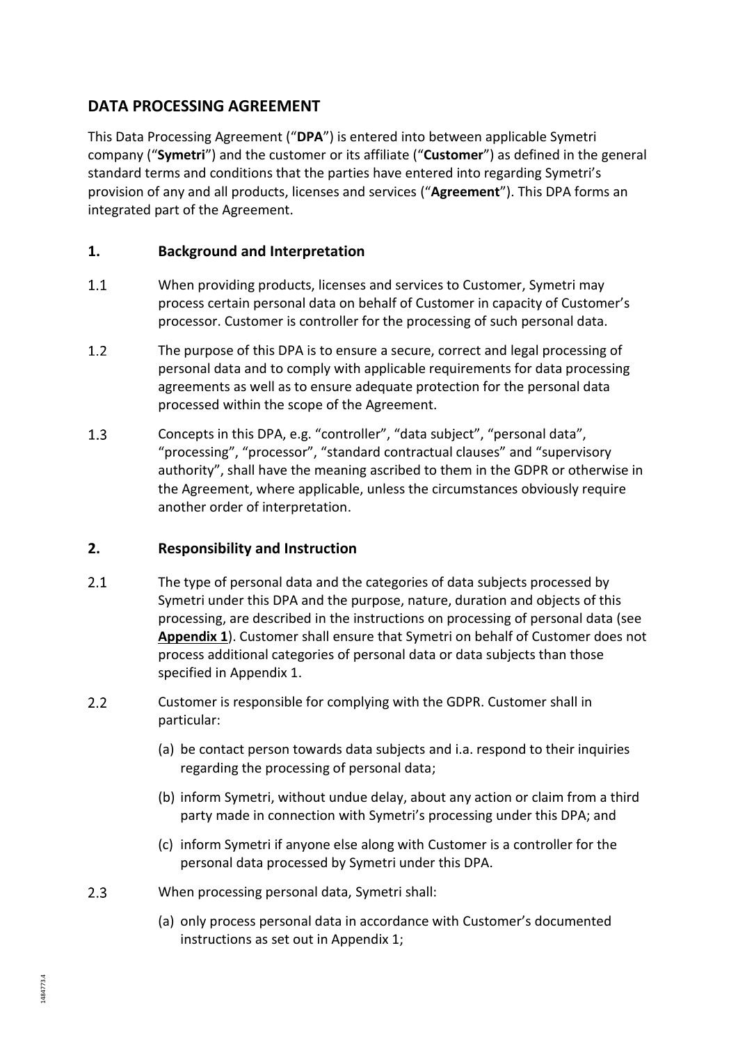## DATA PROCESSING AGREEMENT

This Data Processing Agreement ("**DPA**") is entered into between applicable Symetri company ("**Symetri**") and the customer or its affiliate ("**Customer**") as defined in the general standard terms and conditions that the parties have entered into regarding Symetri's provision of any and all products, licenses and services ("**Agreement**"). This DPA forms an integrated part of the Agreement.

### 1. Background and Interpretation

1.1 When providing products, licenses and services to Customer, Symetri may process certain personal data on behalf of Customer in capacity of Customer's processor. Customer is controller for the processing of such personal data.

1.2 The purpose of this DPA is to ensure a secure, correct and legal processing of personal data and to comply with applicable requirements for data processing agreements as well as to ensure adequate protection for the personal data processed within the scope of the Agreement.

1.3 Concepts in this DPA, e.g. "controller", "data subject", "personal data", "processing", "processor", "standard contractual clauses" and "supervisory authority", shall have the meaning ascribed to them in the GDPR or otherwise in the Agreement, where applicable, unless the circumstances obviously require another order of interpretation.

### 2. Responsibility and Instruction

2.1 The type of personal data and the categories of data subjects processed by Symetri under this DPA and the purpose, nature, duration and objects of this processing, are described in the instructions on processing of personal data (see **Appendix 1**). Customer shall ensure that Symetri on behalf of Customer does not process additional categories of personal data or data subjects than those specified in Appendix 1.

2.2 Customer is responsible for complying with the GDPR. Customer shall in particular:

(a) be contact person towards data subjects and i.a. respond to their inquiries regarding the processing of personal data;

(b) inform Symetri, without undue delay, about any action or claim from a third party made in connection with Symetri's processing under this DPA; and

(c) inform Symetri if anyone else along with Customer is a controller for the personal data processed by Symetri under this DPA.

2.3 When processing personal data, Symetri shall:

(a) only process personal data in accordance with Customer's documented instructions as set out in Appendix 1;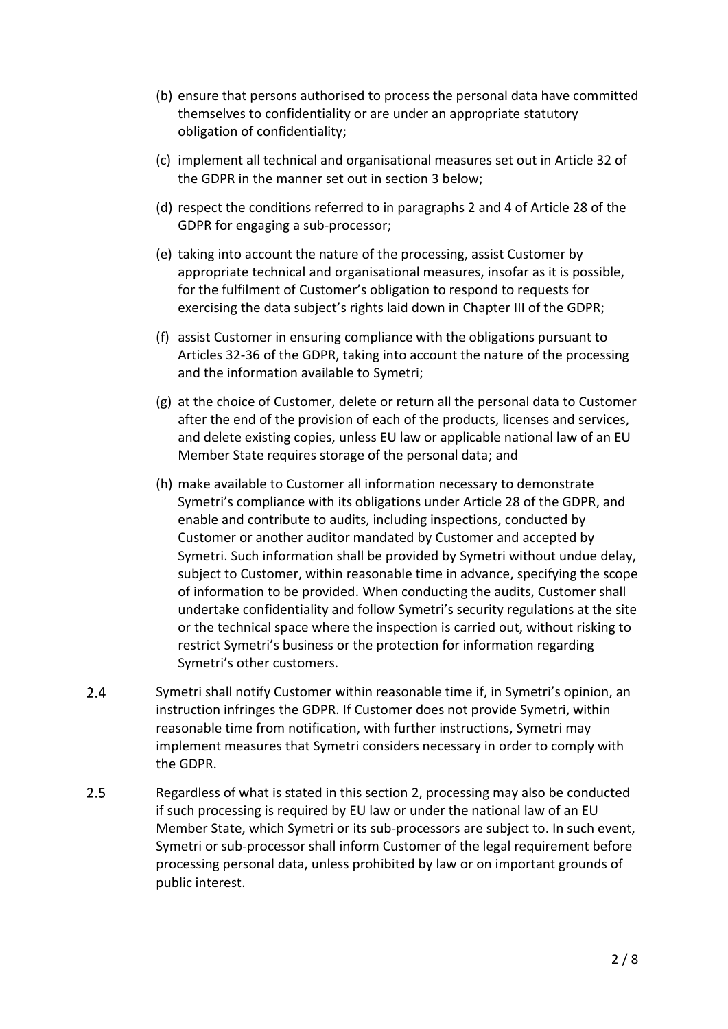(b) ensure that persons authorised to process the personal data have committed themselves to confidentiality or are under an appropriate statutory obligation of confidentiality;

(c) implement all technical and organisational measures set out in Article 32 of the GDPR in the manner set out in section 3 below;

(d) respect the conditions referred to in paragraphs 2 and 4 of Article 28 of the GDPR for engaging a sub-processor;

(e) taking into account the nature of the processing, assist Customer by appropriate technical and organisational measures, insofar as it is possible, for the fulfilment of Customer's obligation to respond to requests for exercising the data subject's rights laid down in Chapter III of the GDPR;

(f) assist Customer in ensuring compliance with the obligations pursuant to Articles 32-36 of the GDPR, taking into account the nature of the processing and the information available to Symetri;

(g) at the choice of Customer, delete or return all the personal data to Customer after the end of the provision of each of the products, licenses and services, and delete existing copies, unless EU law or applicable national law of an EU Member State requires storage of the personal data; and

(h) make available to Customer all information necessary to demonstrate Symetri's compliance with its obligations under Article 28 of the GDPR, and enable and contribute to audits, including inspections, conducted by Customer or another auditor mandated by Customer and accepted by Symetri. Such information shall be provided by Symetri without undue delay, subject to Customer, within reasonable time in advance, specifying the scope of information to be provided. When conducting the audits, Customer shall undertake confidentiality and follow Symetri's security regulations at the site or the technical space where the inspection is carried out, without risking to restrict Symetri's business or the protection for information regarding Symetri's other customers.

2.4 Symetri shall notify Customer within reasonable time if, in Symetri's opinion, an instruction infringes the GDPR. If Customer does not provide Symetri, within reasonable time from notification, with further instructions, Symetri may implement measures that Symetri considers necessary in order to comply with the GDPR.

2.5 Regardless of what is stated in this section 2, processing may also be conducted if such processing is required by EU law or under the national law of an EU Member State, which Symetri or its sub-processors are subject to. In such event, Symetri or sub-processor shall inform Customer of the legal requirement before processing personal data, unless prohibited by law or on important grounds of public interest.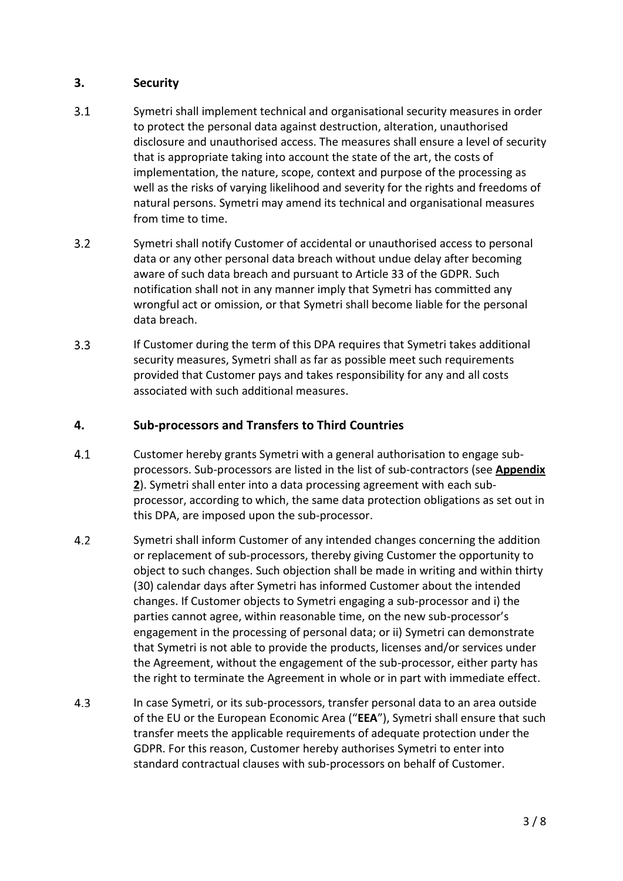## 3. Security

3.1 Symetri shall implement technical and organisational security measures in order to protect the personal data against destruction, alteration, unauthorised disclosure and unauthorised access. The measures shall ensure a level of security that is appropriate taking into account the state of the art, the costs of implementation, the nature, scope, context and purpose of the processing as well as the risks of varying likelihood and severity for the rights and freedoms of natural persons. Symetri may amend its technical and organisational measures from time to time.

3.2 Symetri shall notify Customer of accidental or unauthorised access to personal data or any other personal data breach without undue delay after becoming aware of such data breach and pursuant to Article 33 of the GDPR. Such notification shall not in any manner imply that Symetri has committed any wrongful act or omission, or that Symetri shall become liable for the personal data breach.

3.3 If Customer during the term of this DPA requires that Symetri takes additional security measures, Symetri shall as far as possible meet such requirements provided that Customer pays and takes responsibility for any and all costs associated with such additional measures.

## 4. Sub-processors and Transfers to Third Countries

4.1 Customer hereby grants Symetri with a general authorisation to engage sub-processors. Sub-processors are listed in the list of sub-contractors (see **Appendix 2**). Symetri shall enter into a data processing agreement with each sub-processor, according to which, the same data protection obligations as set out in this DPA, are imposed upon the sub-processor.

4.2 Symetri shall inform Customer of any intended changes concerning the addition or replacement of sub-processors, thereby giving Customer the opportunity to object to such changes. Such objection shall be made in writing and within thirty (30) calendar days after Symetri has informed Customer about the intended changes. If Customer objects to Symetri engaging a sub-processor and i) the parties cannot agree, within reasonable time, on the new sub-processor's engagement in the processing of personal data; or ii) Symetri can demonstrate that Symetri is not able to provide the products, licenses and/or services under the Agreement, without the engagement of the sub-processor, either party has the right to terminate the Agreement in whole or in part with immediate effect.

4.3 In case Symetri, or its sub-processors, transfer personal data to an area outside of the EU or the European Economic Area ("**EEA**"), Symetri shall ensure that such transfer meets the applicable requirements of adequate protection under the GDPR. For this reason, Customer hereby authorises Symetri to enter into standard contractual clauses with sub-processors on behalf of Customer.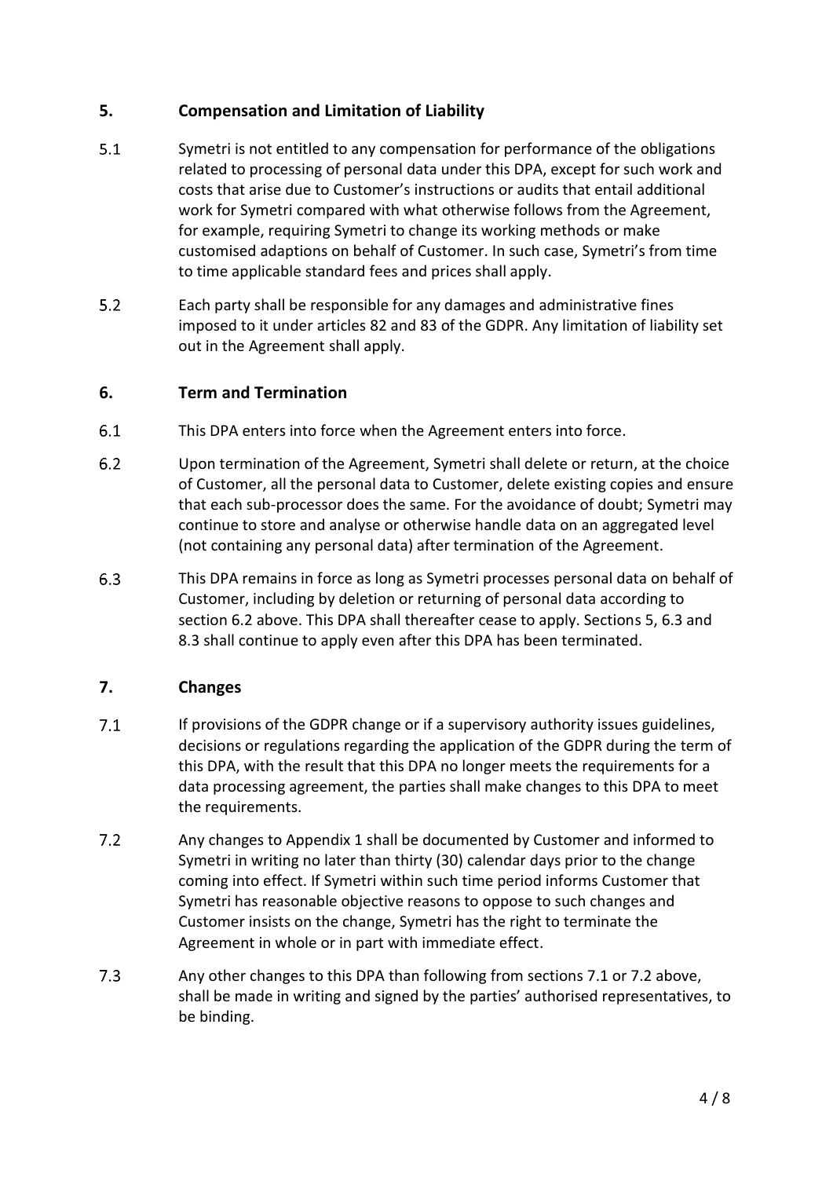## 5. Compensation and Limitation of Liability

5.1 Symetri is not entitled to any compensation for performance of the obligations related to processing of personal data under this DPA, except for such work and costs that arise due to Customer's instructions or audits that entail additional work for Symetri compared with what otherwise follows from the Agreement, for example, requiring Symetri to change its working methods or make customised adaptions on behalf of Customer. In such case, Symetri's from time to time applicable standard fees and prices shall apply.

5.2 Each party shall be responsible for any damages and administrative fines imposed to it under articles 82 and 83 of the GDPR. Any limitation of liability set out in the Agreement shall apply.

## 6. Term and Termination

6.1 This DPA enters into force when the Agreement enters into force.

6.2 Upon termination of the Agreement, Symetri shall delete or return, at the choice of Customer, all the personal data to Customer, delete existing copies and ensure that each sub-processor does the same. For the avoidance of doubt; Symetri may continue to store and analyse or otherwise handle data on an aggregated level (not containing any personal data) after termination of the Agreement.

6.3 This DPA remains in force as long as Symetri processes personal data on behalf of Customer, including by deletion or returning of personal data according to section 6.2 above. This DPA shall thereafter cease to apply. Sections 5, 6.3 and 8.3 shall continue to apply even after this DPA has been terminated.

## 7. Changes

7.1 If provisions of the GDPR change or if a supervisory authority issues guidelines, decisions or regulations regarding the application of the GDPR during the term of this DPA, with the result that this DPA no longer meets the requirements for a data processing agreement, the parties shall make changes to this DPA to meet the requirements.

7.2 Any changes to Appendix 1 shall be documented by Customer and informed to Symetri in writing no later than thirty (30) calendar days prior to the change coming into effect. If Symetri within such time period informs Customer that Symetri has reasonable objective reasons to oppose to such changes and Customer insists on the change, Symetri has the right to terminate the Agreement in whole or in part with immediate effect.

7.3 Any other changes to this DPA than following from sections 7.1 or 7.2 above, shall be made in writing and signed by the parties' authorised representatives, to be binding.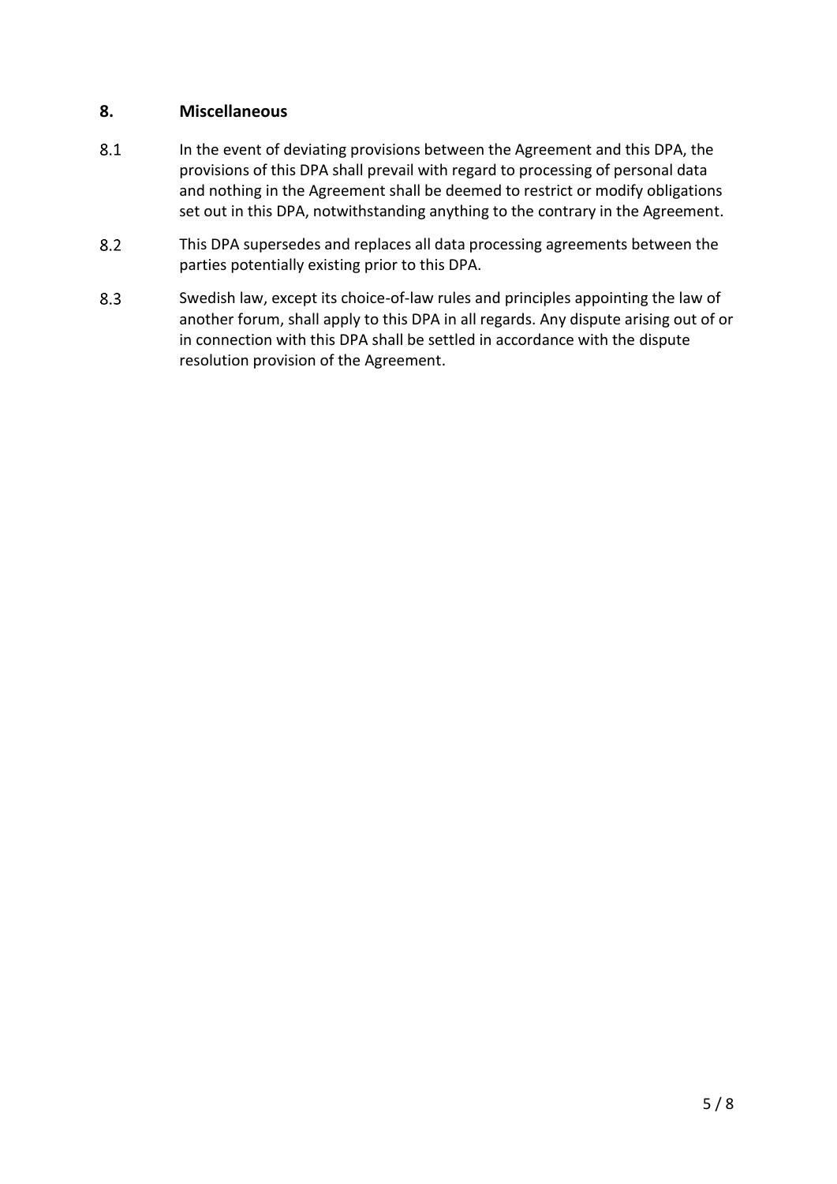## 8. Miscellaneous

8.1 In the event of deviating provisions between the Agreement and this DPA, the provisions of this DPA shall prevail with regard to processing of personal data and nothing in the Agreement shall be deemed to restrict or modify obligations set out in this DPA, notwithstanding anything to the contrary in the Agreement.

8.2 This DPA supersedes and replaces all data processing agreements between the parties potentially existing prior to this DPA.

8.3 Swedish law, except its choice-of-law rules and principles appointing the law of another forum, shall apply to this DPA in all regards. Any dispute arising out of or in connection with this DPA shall be settled in accordance with the dispute resolution provision of the Agreement.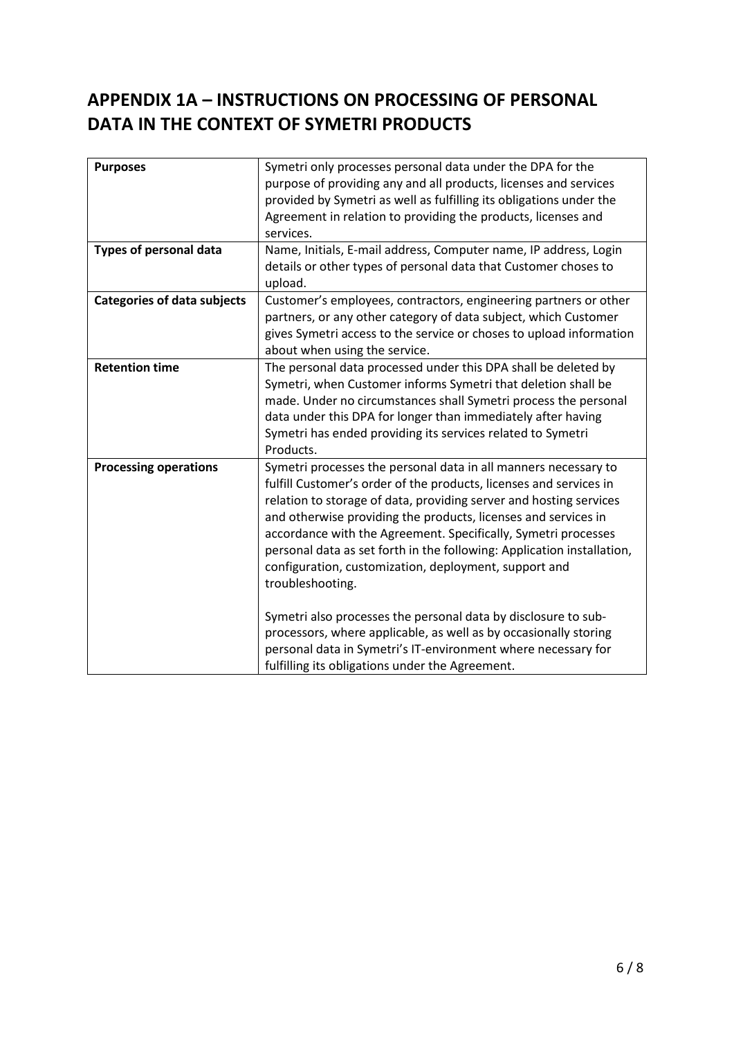## APPENDIX 1A – INSTRUCTIONS ON PROCESSING OF PERSONAL DATA IN THE CONTEXT OF SYMETRI PRODUCTS

| | |
|---|---|
| **Purposes** | Symetri only processes personal data under the DPA for the purpose of providing any and all products, licenses and services provided by Symetri as well as fulfilling its obligations under the Agreement in relation to providing the products, licenses and services. |
| **Types of personal data** | Name, Initials, E-mail address, Computer name, IP address, Login details or other types of personal data that Customer choses to upload. |
| **Categories of data subjects** | Customer's employees, contractors, engineering partners or other partners, or any other category of data subject, which Customer gives Symetri access to the service or choses to upload information about when using the service. |
| **Retention time** | The personal data processed under this DPA shall be deleted by Symetri, when Customer informs Symetri that deletion shall be made. Under no circumstances shall Symetri process the personal data under this DPA for longer than immediately after having Symetri has ended providing its services related to Symetri Products. |
| **Processing operations** | Symetri processes the personal data in all manners necessary to fulfill Customer's order of the products, licenses and services in relation to storage of data, providing server and hosting services and otherwise providing the products, licenses and services in accordance with the Agreement. Specifically, Symetri processes personal data as set forth in the following: Application installation, configuration, customization, deployment, support and troubleshooting.<br><br>Symetri also processes the personal data by disclosure to sub-processors, where applicable, as well as by occasionally storing personal data in Symetri's IT-environment where necessary for fulfilling its obligations under the Agreement. |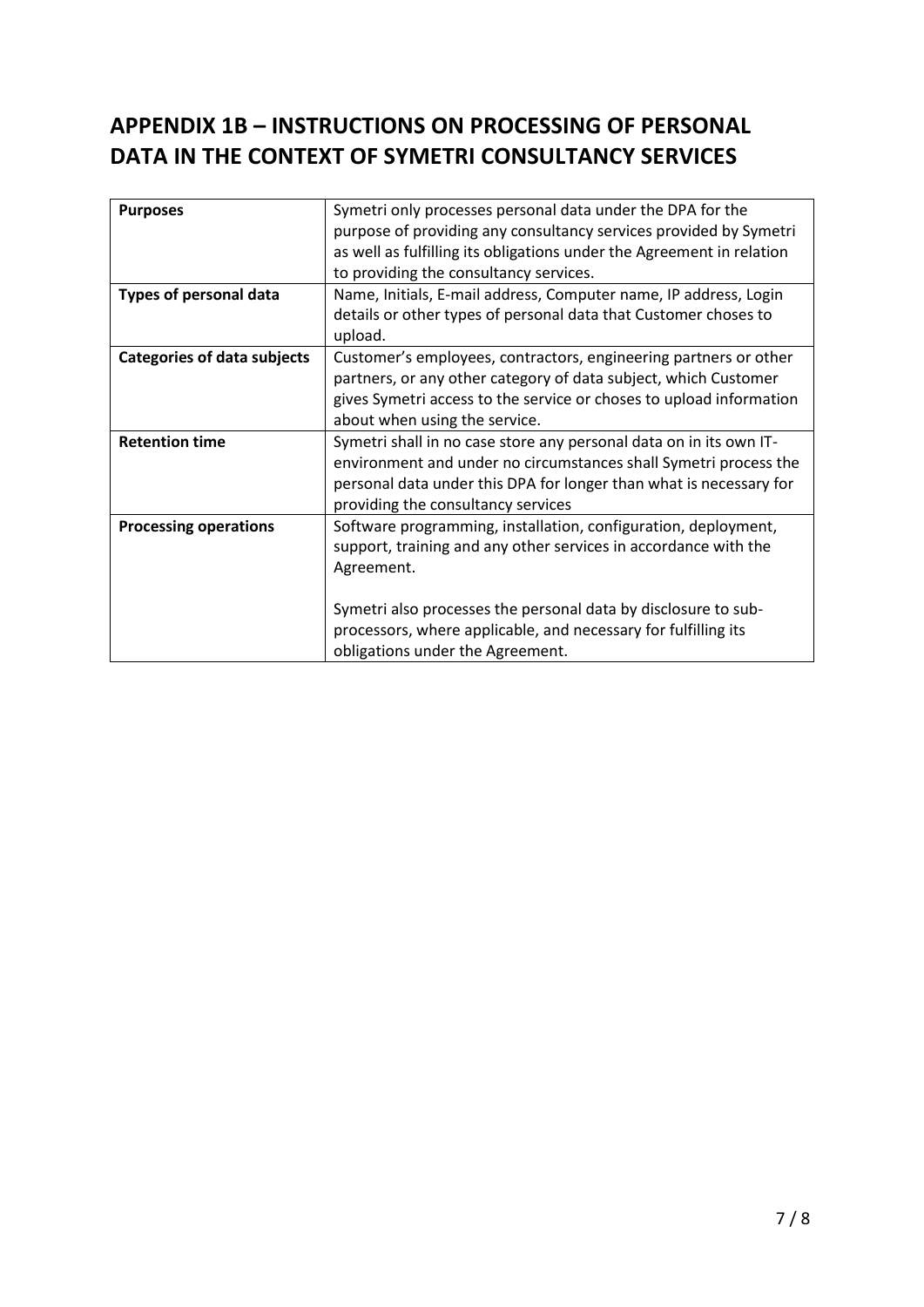## APPENDIX 1B – INSTRUCTIONS ON PROCESSING OF PERSONAL DATA IN THE CONTEXT OF SYMETRI CONSULTANCY SERVICES

| | |
|---|---|
| **Purposes** | Symetri only processes personal data under the DPA for the purpose of providing any consultancy services provided by Symetri as well as fulfilling its obligations under the Agreement in relation to providing the consultancy services. |
| **Types of personal data** | Name, Initials, E-mail address, Computer name, IP address, Login details or other types of personal data that Customer choses to upload. |
| **Categories of data subjects** | Customer's employees, contractors, engineering partners or other partners, or any other category of data subject, which Customer gives Symetri access to the service or choses to upload information about when using the service. |
| **Retention time** | Symetri shall in no case store any personal data on in its own IT-environment and under no circumstances shall Symetri process the personal data under this DPA for longer than what is necessary for providing the consultancy services |
| **Processing operations** | Software programming, installation, configuration, deployment, support, training and any other services in accordance with the Agreement.<br><br>Symetri also processes the personal data by disclosure to sub-processors, where applicable, and necessary for fulfilling its obligations under the Agreement. |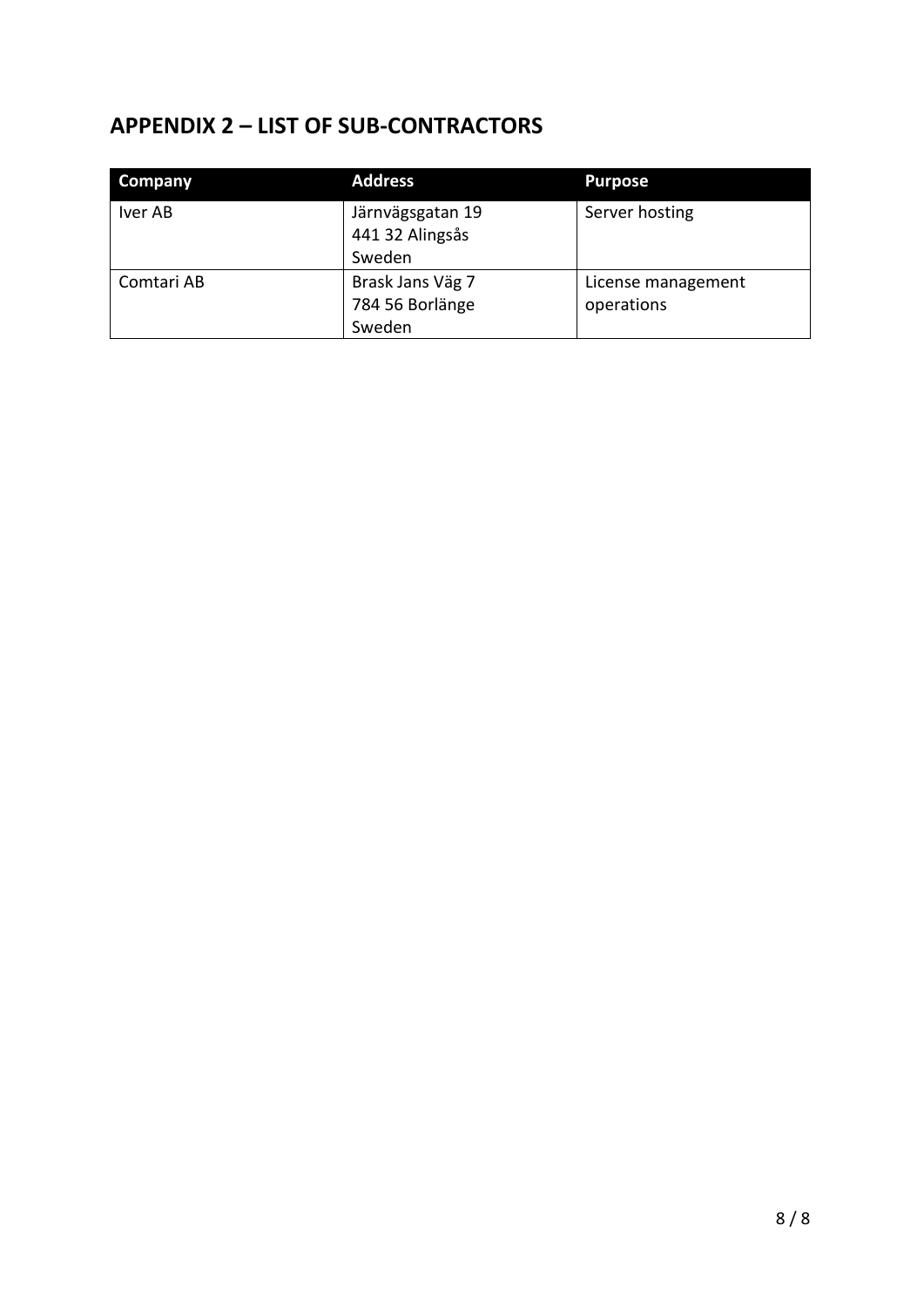## APPENDIX 2 – LIST OF SUB-CONTRACTORS

| Company | Address | Purpose |
| --- | --- | --- |
| Iver AB | Järnvägsgatan 19<br>441 32 Alingsås<br>Sweden | Server hosting |
| Comtari AB | Brask Jans Väg 7<br>784 56 Borlänge<br>Sweden | License management operations |